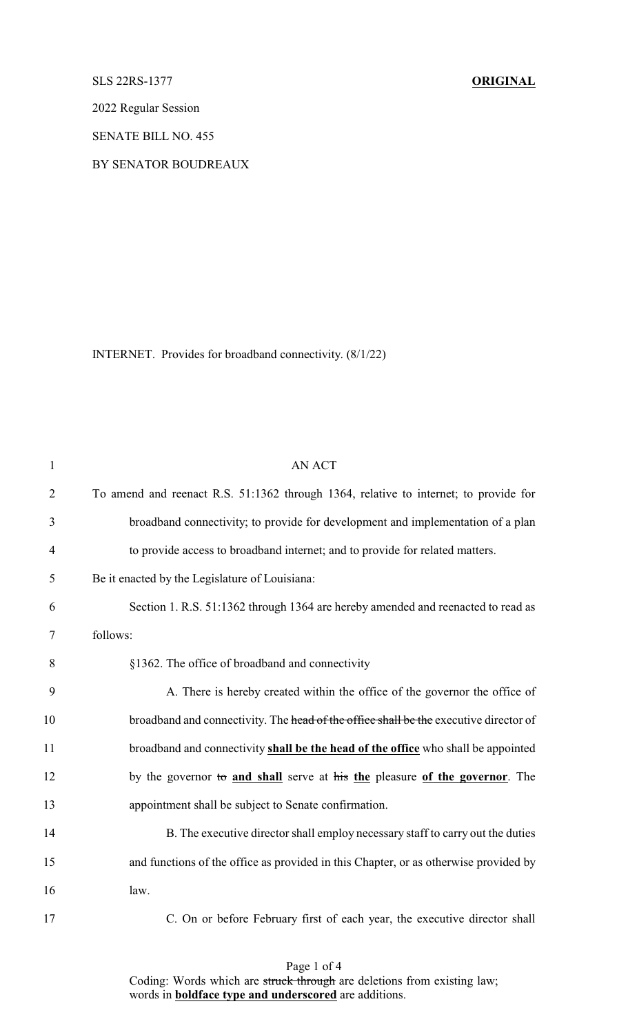SLS 22RS-1377 **ORIGINAL**

2022 Regular Session

SENATE BILL NO. 455

BY SENATOR BOUDREAUX

INTERNET. Provides for broadband connectivity. (8/1/22)

AN ACT

To amend and reenact R.S. 51:1362 through 1364, relative to internet; to provide for broadband connectivity; to provide for development and implementation of a plan to provide access to broadband internet; and to provide for related matters.

Be it enacted by the Legislature of Louisiana:

Section 1. R.S. 51:1362 through 1364 are hereby amended and reenacted to read as follows:

§1362. The office of broadband and connectivity

A. There is hereby created within the office of the governor the office of broadband and connectivity. The ~~head of the office shall be the~~ executive director of broadband and connectivity <u>**shall be the head of the office**</u> who shall be appointed by the governor ~~to~~ <u>**and shall**</u> serve at ~~his~~ <u>**the**</u> pleasure <u>**of the governor**</u>. The appointment shall be subject to Senate confirmation.

B. The executive director shall employ necessary staff to carry out the duties and functions of the office as provided in this Chapter, or as otherwise provided by law.

C. On or before February first of each year, the executive director shall

Coding: Words which are ~~struck through~~ are deletions from existing law; words in <u>**boldface type and underscored**</u> are additions.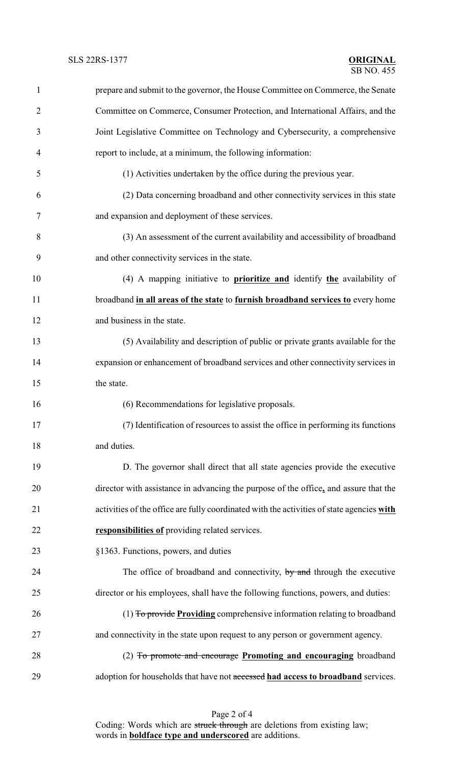prepare and submit to the governor, the House Committee on Commerce, the Senate Committee on Commerce, Consumer Protection, and International Affairs, and the Joint Legislative Committee on Technology and Cybersecurity, a comprehensive report to include, at a minimum, the following information:

(1) Activities undertaken by the office during the previous year.

(2) Data concerning broadband and other connectivity services in this state and expansion and deployment of these services.

(3) An assessment of the current availability and accessibility of broadband and other connectivity services in the state.

(4) A mapping initiative to **prioritize and** identify **the** availability of broadband **in all areas of the state** to **furnish broadband services to** every home and business in the state.

(5) Availability and description of public or private grants available for the expansion or enhancement of broadband services and other connectivity services in the state.

(6) Recommendations for legislative proposals.

(7) Identification of resources to assist the office in performing its functions and duties.

D. The governor shall direct that all state agencies provide the executive director with assistance in advancing the purpose of the office**,** and assure that the activities of the office are fully coordinated with the activities of state agencies **with responsibilities of** providing related services.

§1363. Functions, powers, and duties

The office of broadband and connectivity, ~~by and~~ through the executive director or his employees, shall have the following functions, powers, and duties:

(1) ~~To provide~~ **Providing** comprehensive information relating to broadband and connectivity in the state upon request to any person or government agency.

(2) ~~To promote and encourage~~ **Promoting and encouraging** broadband adoption for households that have not ~~accessed~~ **had access to broadband** services.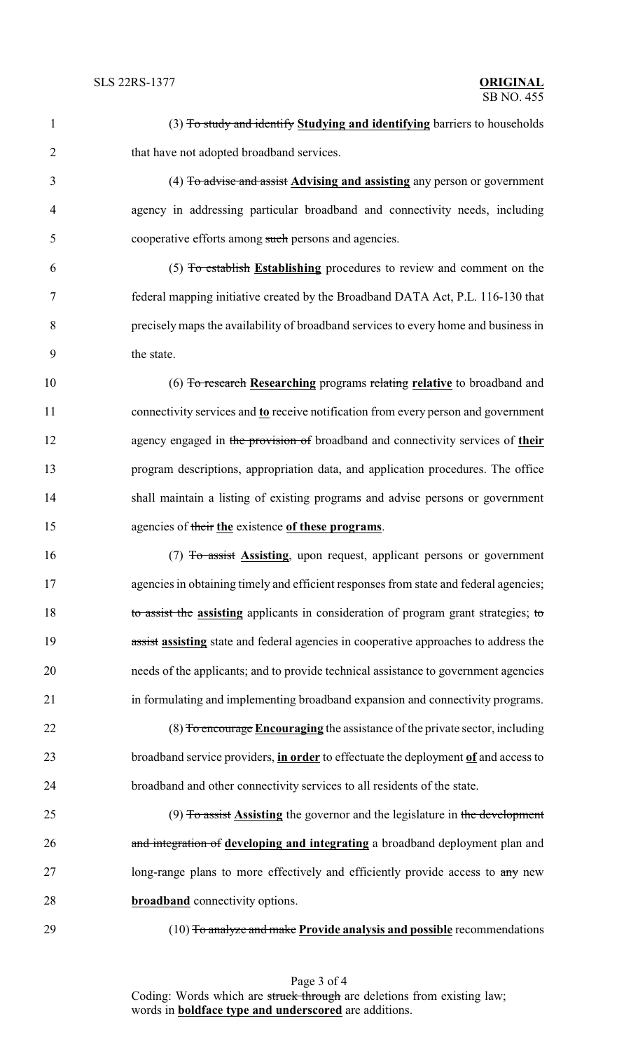(3) ~~To study and identify~~ **<u>Studying and identifying</u>** barriers to households that have not adopted broadband services.

(4) ~~To advise and assist~~ **<u>Advising and assisting</u>** any person or government agency in addressing particular broadband and connectivity needs, including cooperative efforts among ~~such~~ persons and agencies.

(5) ~~To establish~~ **<u>Establishing</u>** procedures to review and comment on the federal mapping initiative created by the Broadband DATA Act, P.L. 116-130 that precisely maps the availability of broadband services to every home and business in the state.

(6) ~~To research~~ **<u>Researching</u>** programs ~~relating~~ **<u>relative</u>** to broadband and connectivity services and **<u>to</u>** receive notification from every person and government agency engaged in ~~the provision of~~ broadband and connectivity services of **<u>their</u>** program descriptions, appropriation data, and application procedures. The office shall maintain a listing of existing programs and advise persons or government agencies of ~~their~~ **<u>the</u>** existence **<u>of these programs</u>**.

(7) ~~To assist~~ **<u>Assisting</u>**, upon request, applicant persons or government agencies in obtaining timely and efficient responses from state and federal agencies; ~~to assist the~~ **<u>assisting</u>** applicants in consideration of program grant strategies; ~~to assist~~ **<u>assisting</u>** state and federal agencies in cooperative approaches to address the needs of the applicants; and to provide technical assistance to government agencies in formulating and implementing broadband expansion and connectivity programs.

(8) ~~To encourage~~ **<u>Encouraging</u>** the assistance of the private sector, including broadband service providers, **<u>in order</u>** to effectuate the deployment **<u>of</u>** and access to broadband and other connectivity services to all residents of the state.

(9) ~~To assist~~ **<u>Assisting</u>** the governor and the legislature in ~~the development and integration of~~ **<u>developing and integrating</u>** a broadband deployment plan and long-range plans to more effectively and efficiently provide access to ~~any~~ new **<u>broadband</u>** connectivity options.

(10) ~~To analyze and make~~ **<u>Provide analysis and possible</u>** recommendations

Coding: Words which are ~~struck through~~ are deletions from existing law; words in **<u>boldface type and underscored</u>** are additions.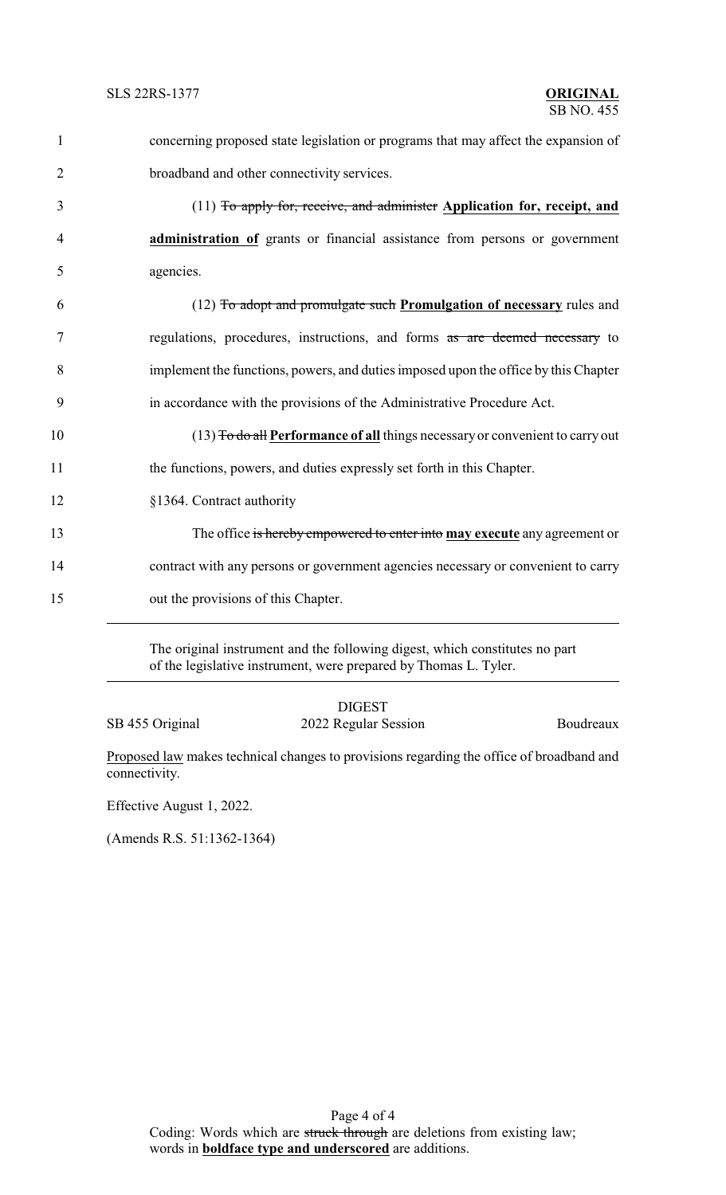concerning proposed state legislation or programs that may affect the expansion of broadband and other connectivity services.

(11) ~~To apply for, receive, and administer~~ **<u>Application for, receipt, and administration of</u>** grants or financial assistance from persons or government agencies.

(12) ~~To adopt and promulgate such~~ **<u>Promulgation of necessary</u>** rules and regulations, procedures, instructions, and forms ~~as are deemed necessary~~ to implement the functions, powers, and duties imposed upon the office by this Chapter in accordance with the provisions of the Administrative Procedure Act.

(13) ~~To do all~~ **<u>Performance of all</u>** things necessary or convenient to carry out the functions, powers, and duties expressly set forth in this Chapter.

§1364. Contract authority

The office ~~is hereby empowered to enter into~~ **<u>may execute</u>** any agreement or contract with any persons or government agencies necessary or convenient to carry out the provisions of this Chapter.

---

The original instrument and the following digest, which constitutes no part of the legislative instrument, were prepared by Thomas L. Tyler.

---

DIGEST

SB 455 Original — 2022 Regular Session — Boudreaux

<u>Proposed law</u> makes technical changes to provisions regarding the office of broadband and connectivity.

Effective August 1, 2022.

(Amends R.S. 51:1362-1364)

Coding: Words which are ~~struck through~~ are deletions from existing law; words in **<u>boldface type and underscored</u>** are additions.